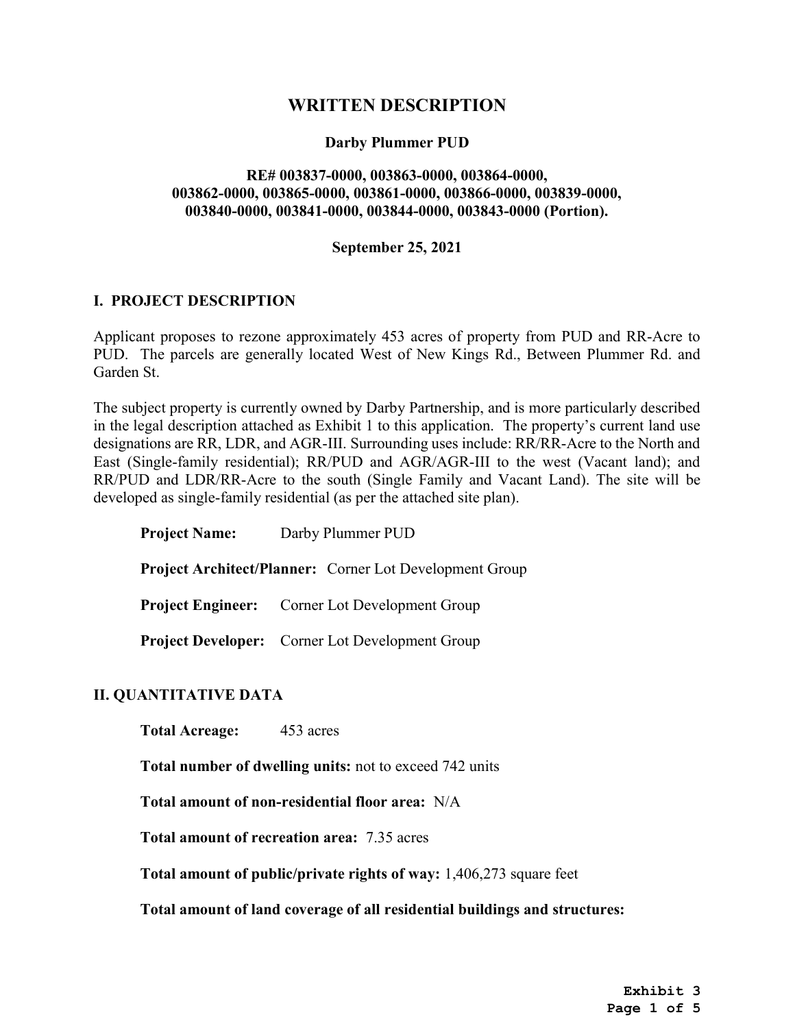# WRITTEN DESCRIPTION

**Darby Plummer PUD**

**RE# 003837-0000, 003863-0000, 003864-0000, 003862-0000, 003865-0000, 003861-0000, 003866-0000, 003839-0000, 003840-0000, 003841-0000, 003844-0000, 003843-0000 (Portion).**

**September 25, 2021**

## I. PROJECT DESCRIPTION

Applicant proposes to rezone approximately 453 acres of property from PUD and RR-Acre to PUD. The parcels are generally located West of New Kings Rd., Between Plummer Rd. and Garden St.

The subject property is currently owned by Darby Partnership, and is more particularly described in the legal description attached as Exhibit 1 to this application. The property's current land use designations are RR, LDR, and AGR-III. Surrounding uses include: RR/RR-Acre to the North and East (Single-family residential); RR/PUD and AGR/AGR-III to the west (Vacant land); and RR/PUD and LDR/RR-Acre to the south (Single Family and Vacant Land). The site will be developed as single-family residential (as per the attached site plan).

**Project Name:** Darby Plummer PUD

**Project Architect/Planner:** Corner Lot Development Group

**Project Engineer:** Corner Lot Development Group

**Project Developer:** Corner Lot Development Group

## II. QUANTITATIVE DATA

**Total Acreage:** 453 acres

**Total number of dwelling units:** not to exceed 742 units

**Total amount of non-residential floor area:** N/A

**Total amount of recreation area:** 7.35 acres

**Total amount of public/private rights of way:** 1,406,273 square feet

**Total amount of land coverage of all residential buildings and structures:**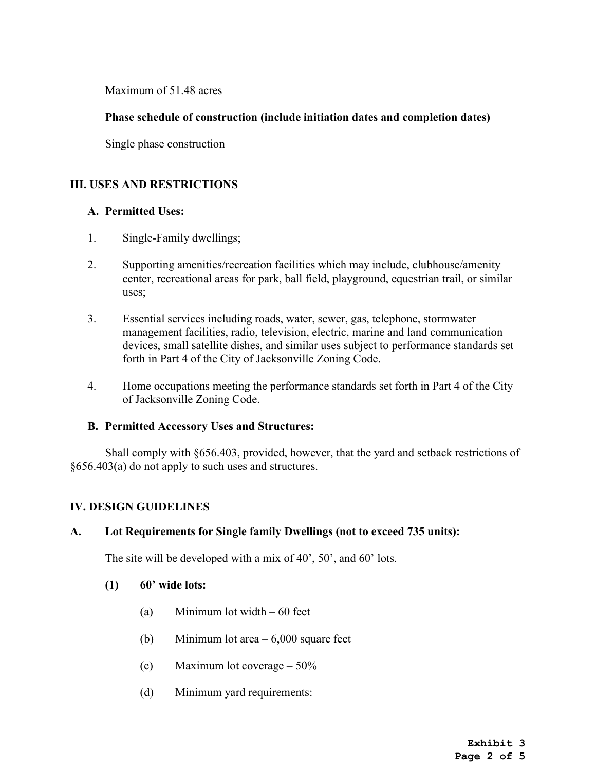Maximum of 51.48 acres

**Phase schedule of construction (include initiation dates and completion dates)**

Single phase construction

## III. USES AND RESTRICTIONS

### A. Permitted Uses:

1. Single-Family dwellings;

2. Supporting amenities/recreation facilities which may include, clubhouse/amenity center, recreational areas for park, ball field, playground, equestrian trail, or similar uses;

3. Essential services including roads, water, sewer, gas, telephone, stormwater management facilities, radio, television, electric, marine and land communication devices, small satellite dishes, and similar uses subject to performance standards set forth in Part 4 of the City of Jacksonville Zoning Code.

4. Home occupations meeting the performance standards set forth in Part 4 of the City of Jacksonville Zoning Code.

### B. Permitted Accessory Uses and Structures:

Shall comply with §656.403, provided, however, that the yard and setback restrictions of §656.403(a) do not apply to such uses and structures.

## IV. DESIGN GUIDELINES

### A. Lot Requirements for Single family Dwellings (not to exceed 735 units):

The site will be developed with a mix of 40', 50', and 60' lots.

**(1) 60' wide lots:**

(a) Minimum lot width – 60 feet

(b) Minimum lot area – 6,000 square feet

(c) Maximum lot coverage – 50%

(d) Minimum yard requirements: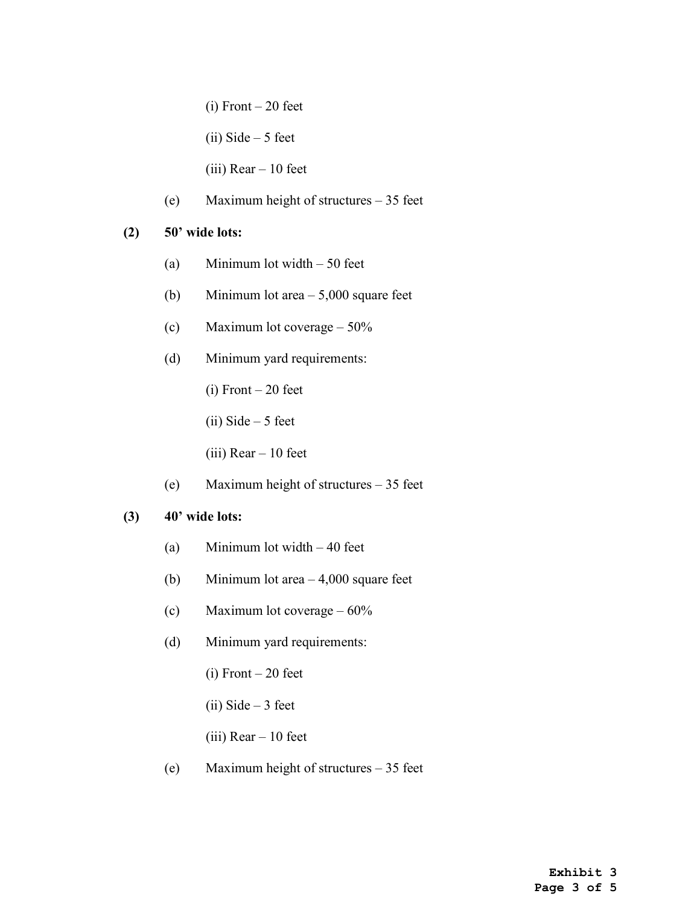(i) Front – 20 feet

(ii) Side – 5 feet

(iii) Rear – 10 feet

(e) Maximum height of structures – 35 feet

**(2) 50’ wide lots:**

(a) Minimum lot width – 50 feet

(b) Minimum lot area – 5,000 square feet

(c) Maximum lot coverage – 50%

(d) Minimum yard requirements:

(i) Front – 20 feet

(ii) Side – 5 feet

(iii) Rear – 10 feet

(e) Maximum height of structures – 35 feet

**(3) 40’ wide lots:**

(a) Minimum lot width – 40 feet

(b) Minimum lot area – 4,000 square feet

(c) Maximum lot coverage – 60%

(d) Minimum yard requirements:

(i) Front – 20 feet

(ii) Side – 3 feet

(iii) Rear – 10 feet

(e) Maximum height of structures – 35 feet

**Exhibit 3**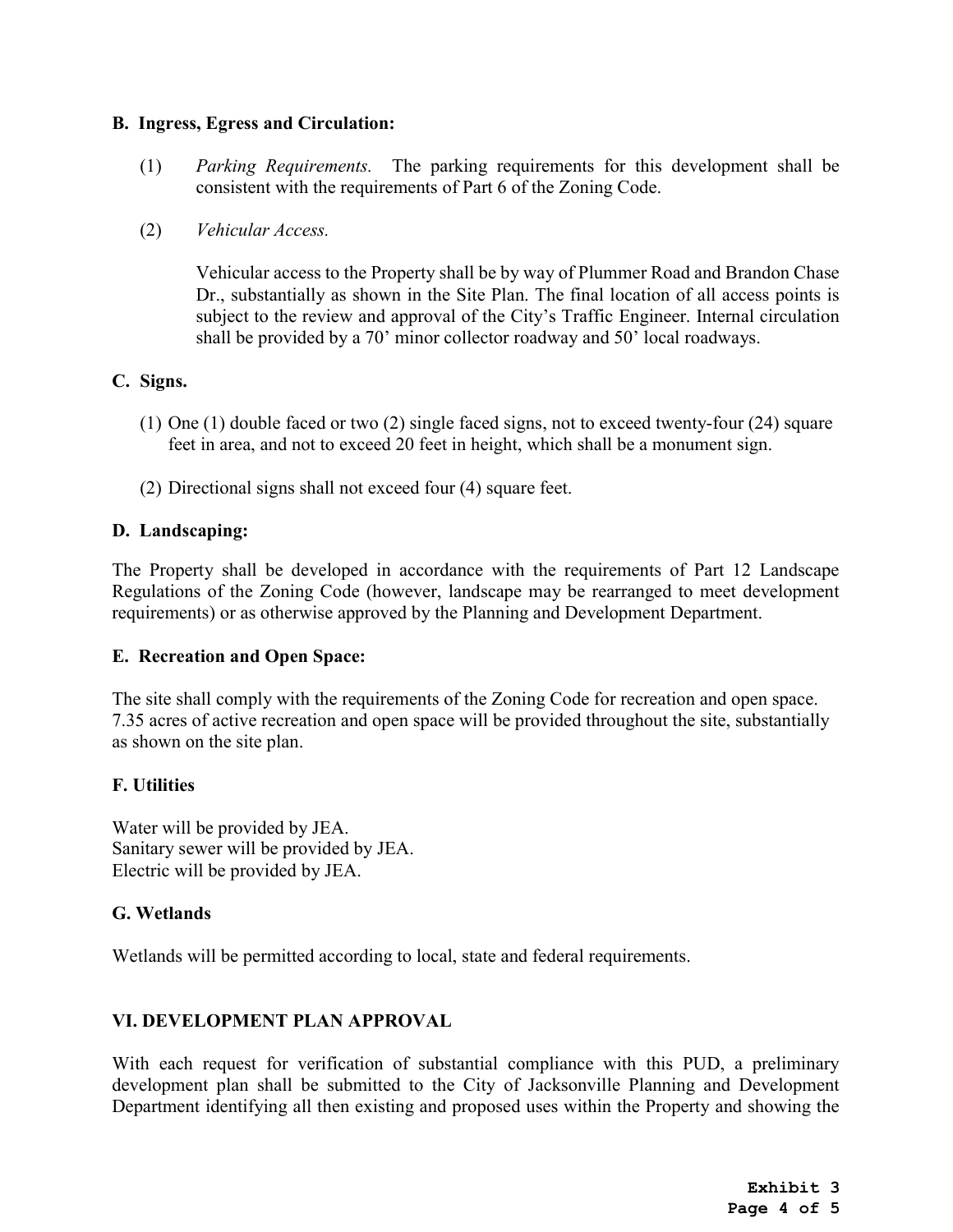**B. Ingress, Egress and Circulation:**

(1) *Parking Requirements.* The parking requirements for this development shall be consistent with the requirements of Part 6 of the Zoning Code.

(2) *Vehicular Access.*

Vehicular access to the Property shall be by way of Plummer Road and Brandon Chase Dr., substantially as shown in the Site Plan. The final location of all access points is subject to the review and approval of the City's Traffic Engineer. Internal circulation shall be provided by a 70' minor collector roadway and 50' local roadways.

**C. Signs.**

(1) One (1) double faced or two (2) single faced signs, not to exceed twenty-four (24) square feet in area, and not to exceed 20 feet in height, which shall be a monument sign.

(2) Directional signs shall not exceed four (4) square feet.

**D. Landscaping:**

The Property shall be developed in accordance with the requirements of Part 12 Landscape Regulations of the Zoning Code (however, landscape may be rearranged to meet development requirements) or as otherwise approved by the Planning and Development Department.

**E. Recreation and Open Space:**

The site shall comply with the requirements of the Zoning Code for recreation and open space. 7.35 acres of active recreation and open space will be provided throughout the site, substantially as shown on the site plan.

**F. Utilities**

Water will be provided by JEA.
Sanitary sewer will be provided by JEA.
Electric will be provided by JEA.

**G. Wetlands**

Wetlands will be permitted according to local, state and federal requirements.

## VI. DEVELOPMENT PLAN APPROVAL

With each request for verification of substantial compliance with this PUD, a preliminary development plan shall be submitted to the City of Jacksonville Planning and Development Department identifying all then existing and proposed uses within the Property and showing the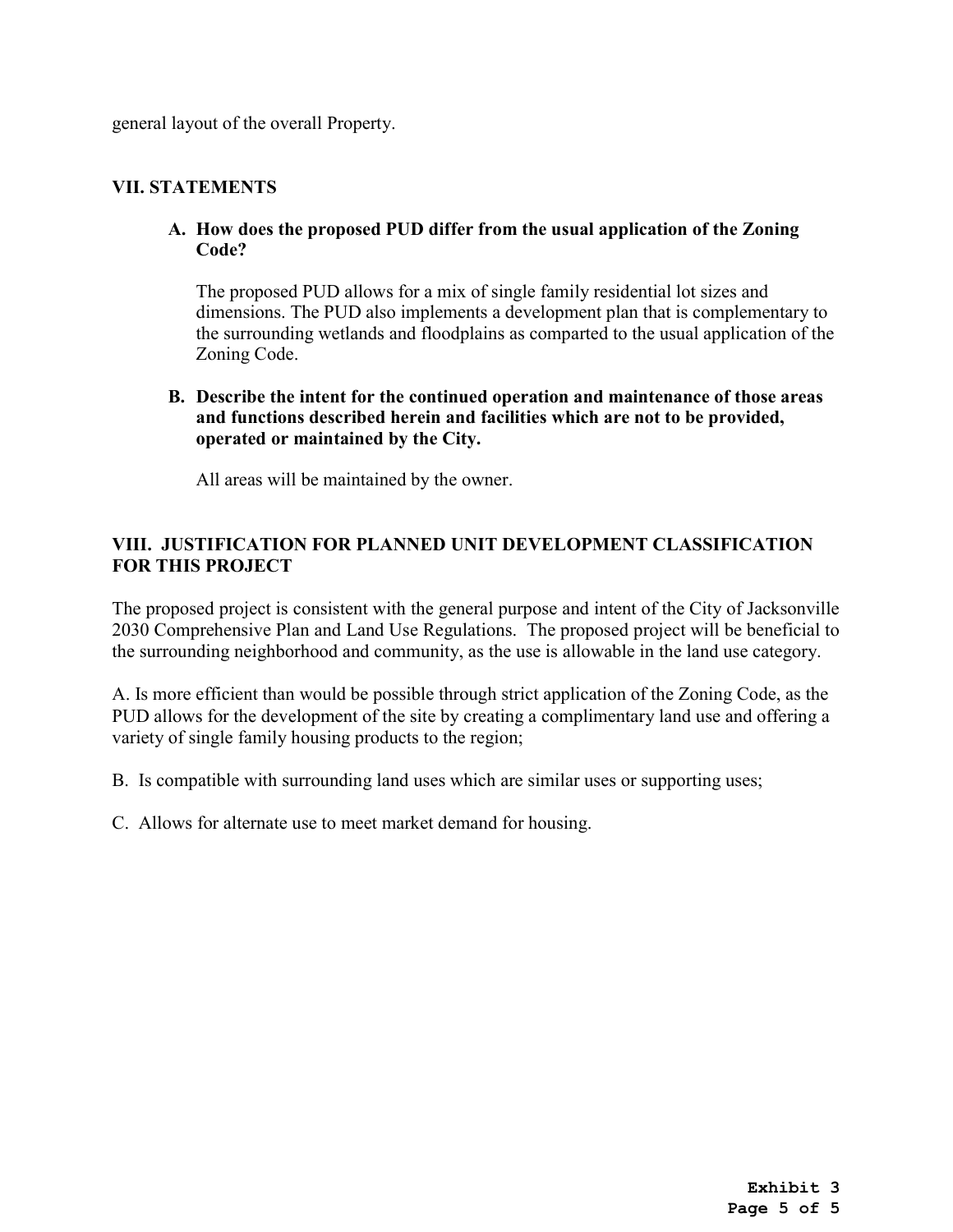general layout of the overall Property.

## VII. STATEMENTS

**A. How does the proposed PUD differ from the usual application of the Zoning Code?**

The proposed PUD allows for a mix of single family residential lot sizes and dimensions. The PUD also implements a development plan that is complementary to the surrounding wetlands and floodplains as comparted to the usual application of the Zoning Code.

**B. Describe the intent for the continued operation and maintenance of those areas and functions described herein and facilities which are not to be provided, operated or maintained by the City.**

All areas will be maintained by the owner.

## VIII. JUSTIFICATION FOR PLANNED UNIT DEVELOPMENT CLASSIFICATION FOR THIS PROJECT

The proposed project is consistent with the general purpose and intent of the City of Jacksonville 2030 Comprehensive Plan and Land Use Regulations. The proposed project will be beneficial to the surrounding neighborhood and community, as the use is allowable in the land use category.

A. Is more efficient than would be possible through strict application of the Zoning Code, as the PUD allows for the development of the site by creating a complimentary land use and offering a variety of single family housing products to the region;

B. Is compatible with surrounding land uses which are similar uses or supporting uses;

C. Allows for alternate use to meet market demand for housing.

**Exhibit 3**